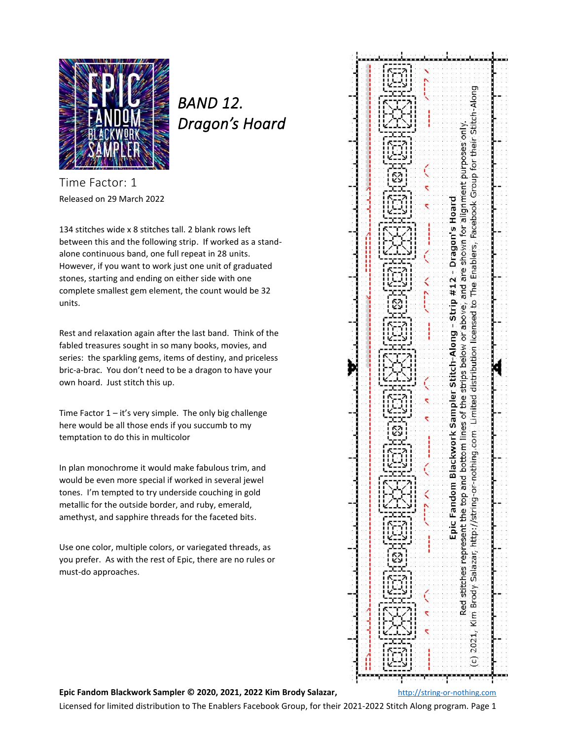# BAND 12. Dragon's Hoard

Time Factor: 1

Released on 29 March 2022

134 stitches wide x 8 stitches tall. 2 blank rows left between this and the following strip. If worked as a stand-alone continuous band, one full repeat in 28 units. However, if you want to work just one unit of graduated stones, starting and ending on either side with one complete smallest gem element, the count would be 32 units.

Rest and relaxation again after the last band. Think of the fabled treasures sought in so many books, movies, and series: the sparkling gems, items of destiny, and priceless bric-a-brac. You don't need to be a dragon to have your own hoard. Just stitch this up.

Time Factor 1 – it's very simple. The only big challenge here would be all those ends if you succumb to my temptation to do this in multicolor

In plan monochrome it would make fabulous trim, and would be even more special if worked in several jewel tones. I'm tempted to try underside couching in gold metallic for the outside border, and ruby, emerald, amethyst, and sapphire threads for the faceted bits.

Use one color, multiple colors, or variegated threads, as you prefer. As with the rest of Epic, there are no rules or must-do approaches.

**Epic Fandom Blackwork Sampler Stitch-Along – Strip #12 – Dragon's Hoard**

Red stitches represent the top and bottom lines of the strips below or above, and are shown for alignment purposes only.

(c) 2021, Kim Brody Salazar, http://string-or-nothing.com Limited distribution licensed to The Enablers, Facebook Group for their Stitch-Along

**Epic Fandom Blackwork Sampler © 2020, 2021, 2022 Kim Brody Salazar,** http://string-or-nothing.com

Licensed for limited distribution to The Enablers Facebook Group, for their 2021-2022 Stitch Along program.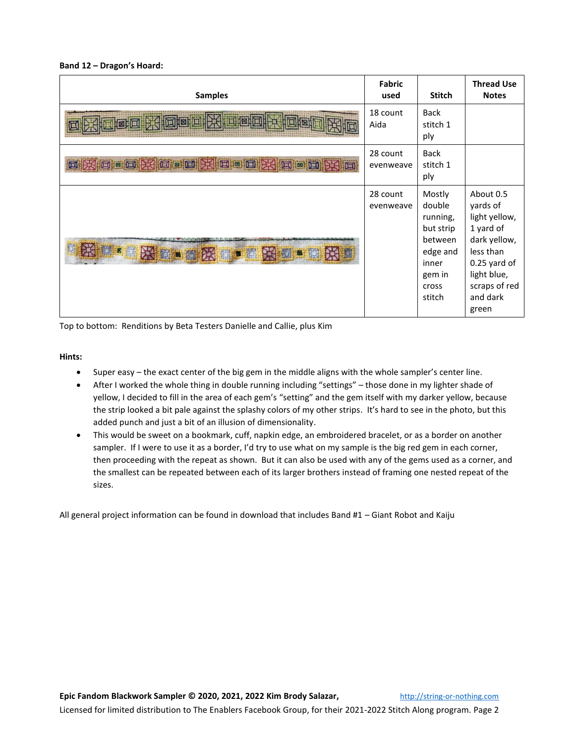**Band 12 – Dragon's Hoard:**

| Samples | Fabric used | Stitch | Thread Use Notes |
|---|---|---|---|
| | 18 count Aida | Back stitch 1 ply | |
| | 28 count evenweave | Back stitch 1 ply | |
| | 28 count evenweave | Mostly double running, but strip between edge and inner gem in cross stitch | About 0.5 yards of light yellow, 1 yard of dark yellow, less than 0.25 yard of light blue, scraps of red and dark green |

Top to bottom: Renditions by Beta Testers Danielle and Callie, plus Kim

**Hints:**

- Super easy – the exact center of the big gem in the middle aligns with the whole sampler's center line.
- After I worked the whole thing in double running including "settings" – those done in my lighter shade of yellow, I decided to fill in the area of each gem's "setting" and the gem itself with my darker yellow, because the strip looked a bit pale against the splashy colors of my other strips. It's hard to see in the photo, but this added punch and just a bit of an illusion of dimensionality.
- This would be sweet on a bookmark, cuff, napkin edge, an embroidered bracelet, or as a border on another sampler. If I were to use it as a border, I'd try to use what on my sample is the big red gem in each corner, then proceeding with the repeat as shown. But it can also be used with any of the gems used as a corner, and the smallest can be repeated between each of its larger brothers instead of framing one nested repeat of the sizes.

All general project information can be found in download that includes Band #1 – Giant Robot and Kaiju

**Epic Fandom Blackwork Sampler © 2020, 2021, 2022 Kim Brody Salazar,** http://string-or-nothing.com
Licensed for limited distribution to The Enablers Facebook Group, for their 2021-2022 Stitch Along program.